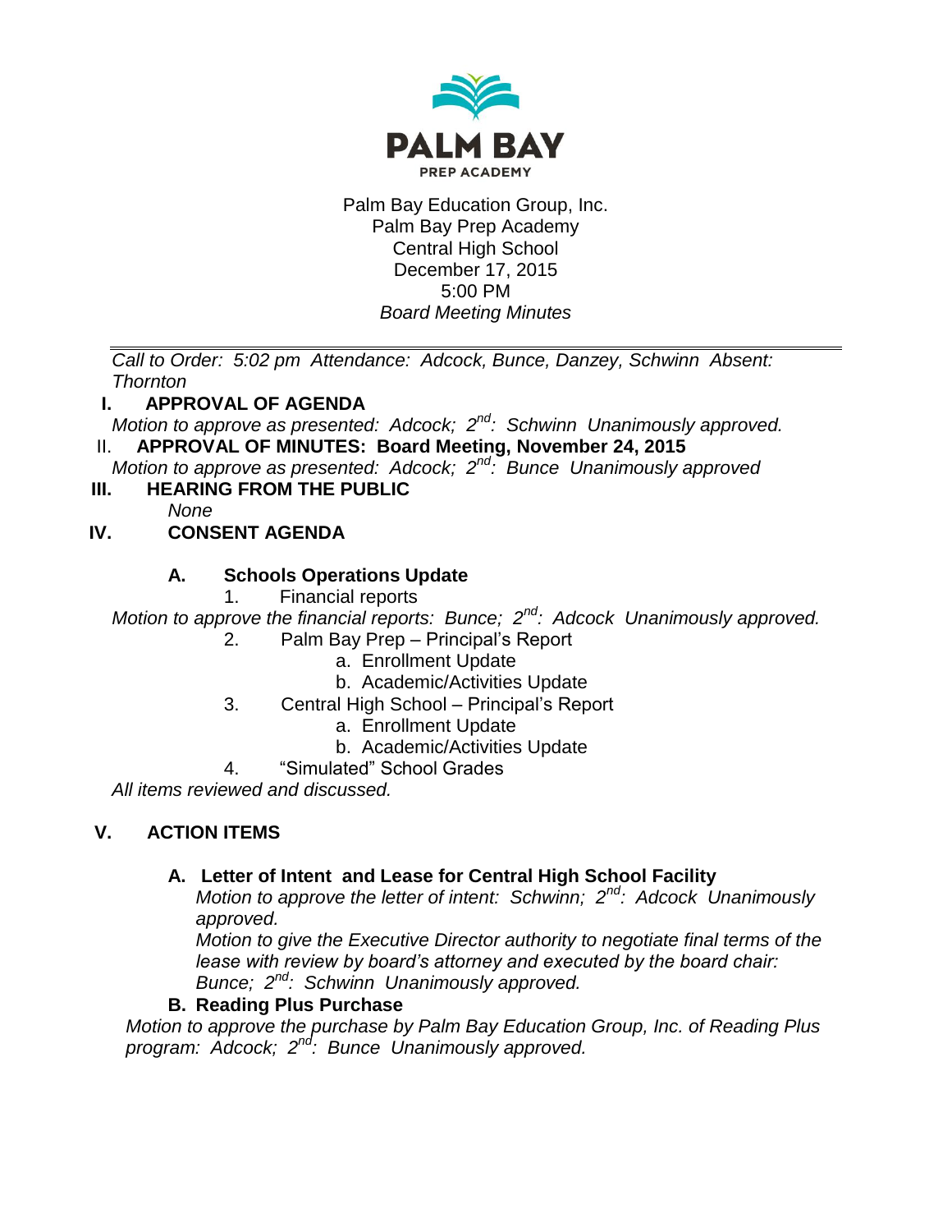PALM BAY
PREP ACADEMY

Palm Bay Education Group, Inc.
Palm Bay Prep Academy
Central High School
December 17, 2015
5:00 PM
*Board Meeting Minutes*

---

*Call to Order: 5:02 pm Attendance: Adcock, Bunce, Danzey, Schwinn Absent: Thornton*

**I. APPROVAL OF AGENDA**

*Motion to approve as presented: Adcock; 2nd: Schwinn Unanimously approved.*

II. **APPROVAL OF MINUTES: Board Meeting, November 24, 2015**

*Motion to approve as presented: Adcock; 2nd: Bunce Unanimously approved*

**III. HEARING FROM THE PUBLIC**

*None*

**IV. CONSENT AGENDA**

**A. Schools Operations Update**

1. Financial reports

*Motion to approve the financial reports: Bunce; 2nd: Adcock Unanimously approved.*

2. Palm Bay Prep – Principal's Report
   a. Enrollment Update
   b. Academic/Activities Update
3. Central High School – Principal's Report
   a. Enrollment Update
   b. Academic/Activities Update
4. "Simulated" School Grades

*All items reviewed and discussed.*

**V. ACTION ITEMS**

**A. Letter of Intent and Lease for Central High School Facility**

*Motion to approve the letter of intent: Schwinn; 2nd: Adcock Unanimously approved.*

*Motion to give the Executive Director authority to negotiate final terms of the lease with review by board's attorney and executed by the board chair: Bunce; 2nd: Schwinn Unanimously approved.*

**B. Reading Plus Purchase**

*Motion to approve the purchase by Palm Bay Education Group, Inc. of Reading Plus program: Adcock; 2nd: Bunce Unanimously approved.*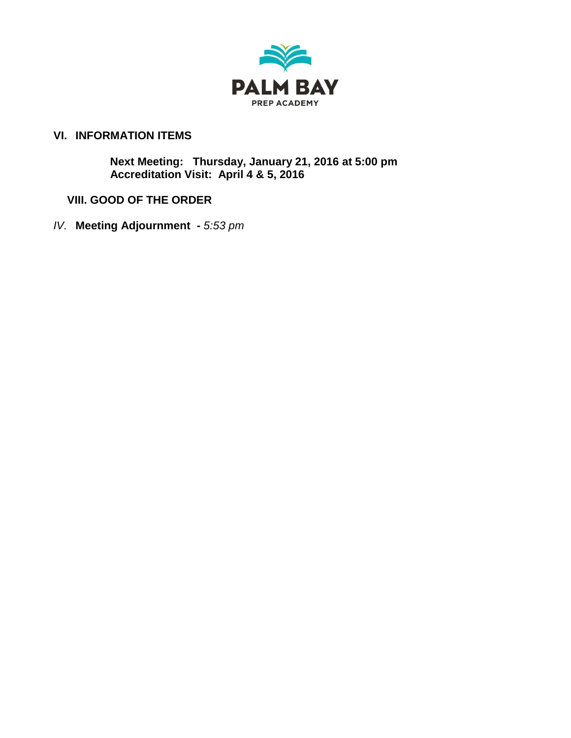PALM BAY
PREP ACADEMY

## VI. INFORMATION ITEMS

**Next Meeting: Thursday, January 21, 2016 at 5:00 pm**
**Accreditation Visit: April 4 & 5, 2016**

## VIII. GOOD OF THE ORDER

*IV.* **Meeting Adjournment -** *5:53 pm*